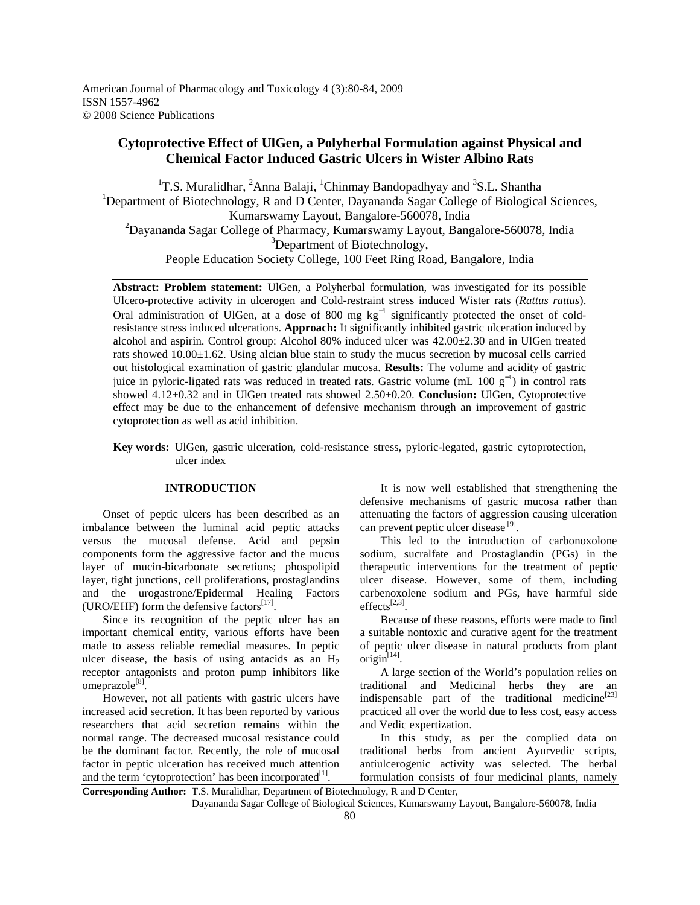# Cytoprotective Effect of UlGen, a Polyherbal Formulation against Physical and Chemical Factor Induced Gastric Ulcers in Wister Albino Rats

[1]T.S. Muralidhar, [2]Anna Balaji, [1]Chinmay Bandopadhyay and [3]S.L. Shantha

[1]Department of Biotechnology, R and D Center, Dayananda Sagar College of Biological Sciences, Kumarswamy Layout, Bangalore-560078, India

[2]Dayananda Sagar College of Pharmacy, Kumarswamy Layout, Bangalore-560078, India

[3]Department of Biotechnology, People Education Society College, 100 Feet Ring Road, Bangalore, India

**Abstract: Problem statement:** UlGen, a Polyherbal formulation, was investigated for its possible Ulcero-protective activity in ulcerogen and Cold-restraint stress induced Wister rats (*Rattus rattus*). Oral administration of UlGen, at a dose of 800 mg $kg^{-1}$ significantly protected the onset of cold-resistance stress induced ulcerations. **Approach:** It significantly inhibited gastric ulceration induced by alcohol and aspirin. Control group: Alcohol 80% induced ulcer was 42.00±2.30 and in UlGen treated rats showed 10.00±1.62. Using alcian blue stain to study the mucus secretion by mucosal cells carried out histological examination of gastric glandular mucosa. **Results:** The volume and acidity of gastric juice in pyloric-ligated rats was reduced in treated rats. Gastric volume (mL 100 $g^{-1}$) in control rats showed 4.12±0.32 and in UlGen treated rats showed 2.50±0.20. **Conclusion:** UlGen, Cytoprotective effect may be due to the enhancement of defensive mechanism through an improvement of gastric cytoprotection as well as acid inhibition.

**Key words:** UlGen, gastric ulceration, cold-resistance stress, pyloric-legated, gastric cytoprotection, ulcer index

## INTRODUCTION

Onset of peptic ulcers has been described as an imbalance between the luminal acid peptic attacks versus the mucosal defense. Acid and pepsin components form the aggressive factor and the mucus layer of mucin-bicarbonate secretions; phospolipid layer, tight junctions, cell proliferations, prostaglandins and the urogastrone/Epidermal Healing Factors (URO/EHF) form the defensive factors[17].

Since its recognition of the peptic ulcer has an important chemical entity, various efforts have been made to assess reliable remedial measures. In peptic ulcer disease, the basis of using antacids as an $H_2$ receptor antagonists and proton pump inhibitors like omeprazole[8].

However, not all patients with gastric ulcers have increased acid secretion. It has been reported by various researchers that acid secretion remains within the normal range. The decreased mucosal resistance could be the dominant factor. Recently, the role of mucosal factor in peptic ulceration has received much attention and the term 'cytoprotection' has been incorporated[1].

It is now well established that strengthening the defensive mechanisms of gastric mucosa rather than attenuating the factors of aggression causing ulceration can prevent peptic ulcer disease [9].

This led to the introduction of carbonoxolone sodium, sucralfate and Prostaglandin (PGs) in the therapeutic interventions for the treatment of peptic ulcer disease. However, some of them, including carbenoxolene sodium and PGs, have harmful side effects[2,3].

Because of these reasons, efforts were made to find a suitable nontoxic and curative agent for the treatment of peptic ulcer disease in natural products from plant origin[14].

A large section of the World's population relies on traditional and Medicinal herbs they are an indispensable part of the traditional medicine[23] practiced all over the world due to less cost, easy access and Vedic expertization.

In this study, as per the complied data on traditional herbs from ancient Ayurvedic scripts, antiulcerogenic activity was selected. The herbal formulation consists of four medicinal plants, namely

**Corresponding Author:** T.S. Muralidhar, Department of Biotechnology, R and D Center, Dayananda Sagar College of Biological Sciences, Kumarswamy Layout, Bangalore-560078, India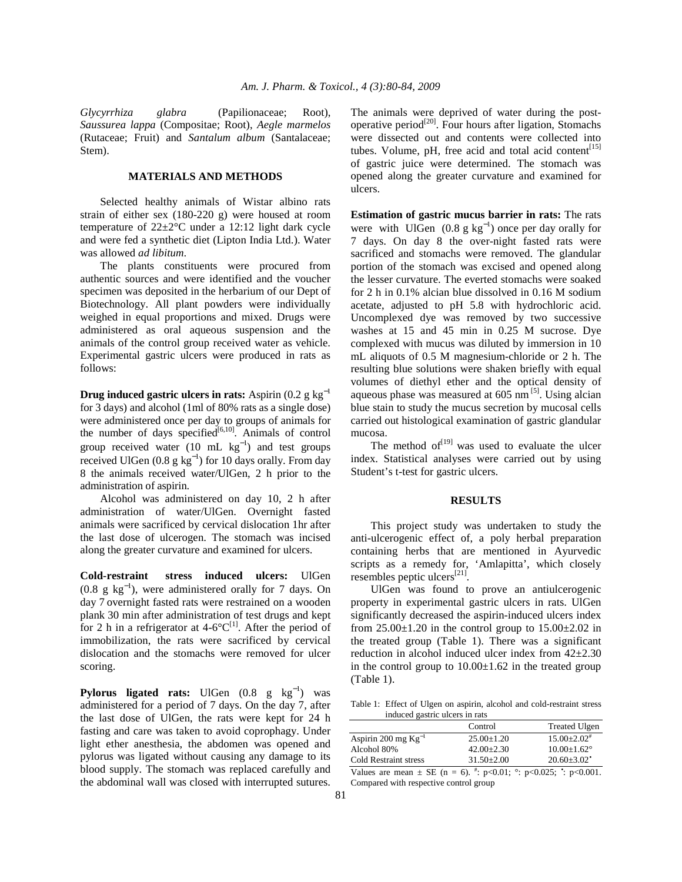*Glycyrrhiza glabra* (Papilionaceae; Root), *Saussurea lappa* (Compositae; Root), *Aegle marmelos* (Rutaceae; Fruit) and *Santalum album* (Santalaceae; Stem).

## MATERIALS AND METHODS

Selected healthy animals of Wistar albino rats strain of either sex (180-220 g) were housed at room temperature of 22±2°C under a 12:12 light dark cycle and were fed a synthetic diet (Lipton India Ltd.). Water was allowed *ad libitum*.

The plants constituents were procured from authentic sources and were identified and the voucher specimen was deposited in the herbarium of our Dept of Biotechnology. All plant powders were individually weighed in equal proportions and mixed. Drugs were administered as oral aqueous suspension and the animals of the control group received water as vehicle. Experimental gastric ulcers were produced in rats as follows:

**Drug induced gastric ulcers in rats:** Aspirin (0.2 g $kg^{-1}$ for 3 days) and alcohol (1ml of 80% rats as a single dose) were administered once per day to groups of animals for the number of days specified[6,10]. Animals of control group received water (10 mL $kg^{-1}$) and test groups received UlGen (0.8 g $kg^{-1}$) for 10 days orally. From day 8 the animals received water/UlGen, 2 h prior to the administration of aspirin.

Alcohol was administered on day 10, 2 h after administration of water/UlGen. Overnight fasted animals were sacrificed by cervical dislocation 1hr after the last dose of ulcerogen. The stomach was incised along the greater curvature and examined for ulcers.

**Cold-restraint stress induced ulcers:** UlGen (0.8 g $kg^{-1}$), were administered orally for 7 days. On day 7 overnight fasted rats were restrained on a wooden plank 30 min after administration of test drugs and kept for 2 h in a refrigerator at 4-6°C[1]. After the period of immobilization, the rats were sacrificed by cervical dislocation and the stomachs were removed for ulcer scoring.

**Pylorus ligated rats:** UlGen (0.8 g $kg^{-1}$) was administered for a period of 7 days. On the day 7, after the last dose of UlGen, the rats were kept for 24 h fasting and care was taken to avoid coprophagy. Under light ether anesthesia, the abdomen was opened and pylorus was ligated without causing any damage to its blood supply. The stomach was replaced carefully and the abdominal wall was closed with interrupted sutures. The animals were deprived of water during the post-operative period[20]. Four hours after ligation, Stomachs were dissected out and contents were collected into tubes. Volume, pH, free acid and total acid content[15] of gastric juice were determined. The stomach was opened along the greater curvature and examined for ulcers.

**Estimation of gastric mucus barrier in rats:** The rats were with UlGen (0.8 g $kg^{-1}$) once per day orally for 7 days. On day 8 the over-night fasted rats were sacrificed and stomachs were removed. The glandular portion of the stomach was excised and opened along the lesser curvature. The everted stomachs were soaked for 2 h in 0.1% alcian blue dissolved in 0.16 M sodium acetate, adjusted to pH 5.8 with hydrochloric acid. Uncomplexed dye was removed by two successive washes at 15 and 45 min in 0.25 M sucrose. Dye complexed with mucus was diluted by immersion in 10 mL aliquots of 0.5 M magnesium-chloride or 2 h. The resulting blue solutions were shaken briefly with equal volumes of diethyl ether and the optical density of aqueous phase was measured at 605 nm [5]. Using alcian blue stain to study the mucus secretion by mucosal cells carried out histological examination of gastric glandular mucosa.

The method of[19] was used to evaluate the ulcer index. Statistical analyses were carried out by using Student's t-test for gastric ulcers.

## RESULTS

This project study was undertaken to study the anti-ulcerogenic effect of, a poly herbal preparation containing herbs that are mentioned in Ayurvedic scripts as a remedy for, 'Amlapitta', which closely resembles peptic ulcers[21].

UlGen was found to prove an antiulcerogenic property in experimental gastric ulcers in rats. UlGen significantly decreased the aspirin-induced ulcers index from 25.00±1.20 in the control group to 15.00±2.02 in the treated group (Table 1). There was a significant reduction in alcohol induced ulcer index from 42±2.30 in the control group to 10.00±1.62 in the treated group (Table 1).

Table 1: Effect of Ulgen on aspirin, alcohol and cold-restraint stress induced gastric ulcers in rats

| | Control | Treated Ulgen |
|---|---|---|
| Aspirin 200 mg $Kg^{-1}$ | 25.00±1.20 | 15.00±2.02# |
| Alcohol 80% | 42.00±2.30 | 10.00±1.62° |
| Cold Restraint stress | 31.50±2.00 | 20.60±3.02• |

Values are mean ± SE (n = 6). #: $p<0.01$; °: $p<0.025$; •: $p<0.001$. Compared with respective control group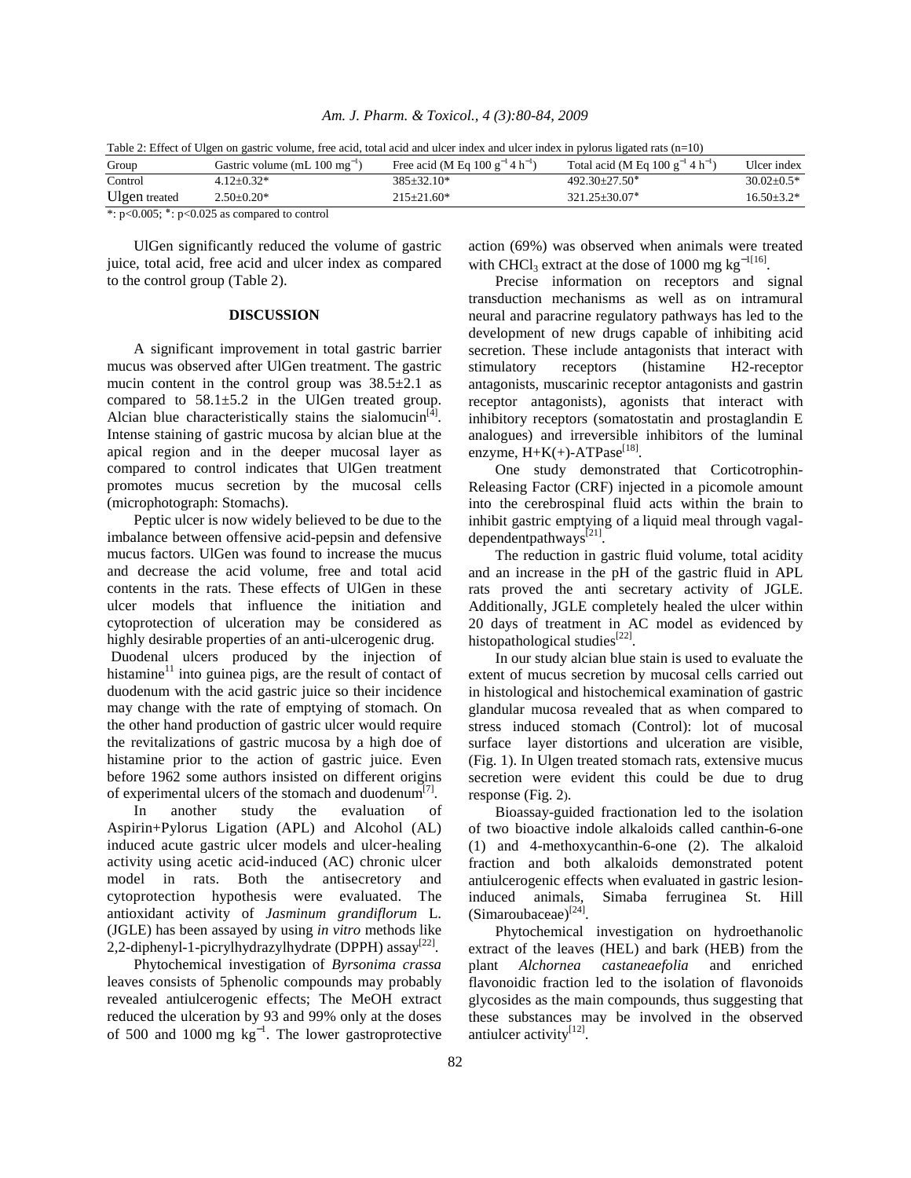Table 2: Effect of Ulgen on gastric volume, free acid, total acid and ulcer index and ulcer index in pylorus ligated rats (n=10)

| Group | Gastric volume (mL 100 $mg^{-1}$) | Free acid (M Eq 100 $g^{-1}$ 4 $h^{-1}$) | Total acid (M Eq 100 $g^{-1}$ 4 $h^{-1}$) | Ulcer index |
|---|---|---|---|---|
| Control | 4.12±0.32* | 385±32.10* | 492.30±27.50* | 30.02±0.5* |
| Ulgen treated | 2.50±0.20* | 215±21.60* | 321.25±30.07* | 16.50±3.2* |

*: $p<0.005$; *: $p<0.025$ as compared to control

UlGen significantly reduced the volume of gastric juice, total acid, free acid and ulcer index as compared to the control group (Table 2).

## DISCUSSION

A significant improvement in total gastric barrier mucus was observed after UlGen treatment. The gastric mucin content in the control group was 38.5±2.1 as compared to 58.1±5.2 in the UlGen treated group. Alcian blue characteristically stains the sialomucin[4]. Intense staining of gastric mucosa by alcian blue at the apical region and in the deeper mucosal layer as compared to control indicates that UlGen treatment promotes mucus secretion by the mucosal cells (microphotograph: Stomachs).

Peptic ulcer is now widely believed to be due to the imbalance between offensive acid-pepsin and defensive mucus factors. UlGen was found to increase the mucus and decrease the acid volume, free and total acid contents in the rats. These effects of UlGen in these ulcer models that influence the initiation and cytoprotection of ulceration may be considered as highly desirable properties of an anti-ulcerogenic drug.

Duodenal ulcers produced by the injection of histamine[11] into guinea pigs, are the result of contact of duodenum with the acid gastric juice so their incidence may change with the rate of emptying of stomach. On the other hand production of gastric ulcer would require the revitalizations of gastric mucosa by a high doe of histamine prior to the action of gastric juice. Even before 1962 some authors insisted on different origins of experimental ulcers of the stomach and duodenum[7].

In another study the evaluation of Aspirin+Pylorus Ligation (APL) and Alcohol (AL) induced acute gastric ulcer models and ulcer-healing activity using acetic acid-induced (AC) chronic ulcer model in rats. Both the antisecretory and cytoprotection hypothesis were evaluated. The antioxidant activity of *Jasminum grandiflorum* L. (JGLE) has been assayed by using *in vitro* methods like 2,2-diphenyl-1-picrylhydrazylhydrate (DPPH) assay[22].

Phytochemical investigation of *Byrsonima crassa* leaves consists of 5phenolic compounds may probably revealed antiulcerogenic effects; The MeOH extract reduced the ulceration by 93 and 99% only at the doses of 500 and 1000 mg $kg^{-1}$. The lower gastroprotective action (69%) was observed when animals were treated with $CHCl_3$ extract at the dose of 1000 mg $kg^{-1}$[16].

Precise information on receptors and signal transduction mechanisms as well as on intramural neural and paracrine regulatory pathways has led to the development of new drugs capable of inhibiting acid secretion. These include antagonists that interact with stimulatory receptors (histamine H2-receptor antagonists, muscarinic receptor antagonists and gastrin receptor antagonists), agonists that interact with inhibitory receptors (somatostatin and prostaglandin E analogues) and irreversible inhibitors of the luminal enzyme, H+K(+)-ATPase[18].

One study demonstrated that Corticotrophin-Releasing Factor (CRF) injected in a picomole amount into the cerebrospinal fluid acts within the brain to inhibit gastric emptying of a liquid meal through vagal-dependentpathways[21].

The reduction in gastric fluid volume, total acidity and an increase in the pH of the gastric fluid in APL rats proved the anti secretary activity of JGLE. Additionally, JGLE completely healed the ulcer within 20 days of treatment in AC model as evidenced by histopathological studies[22].

In our study alcian blue stain is used to evaluate the extent of mucus secretion by mucosal cells carried out in histological and histochemical examination of gastric glandular mucosa revealed that as when compared to stress induced stomach (Control): lot of mucosal surface layer distortions and ulceration are visible, (Fig. 1). In Ulgen treated stomach rats, extensive mucus secretion were evident this could be due to drug response (Fig. 2).

Bioassay-guided fractionation led to the isolation of two bioactive indole alkaloids called canthin-6-one (1) and 4-methoxycanthin-6-one (2). The alkaloid fraction and both alkaloids demonstrated potent antiulcerogenic effects when evaluated in gastric lesion-induced animals, Simaba ferruginea St. Hill (Simaroubaceae)[24].

Phytochemical investigation on hydroethanolic extract of the leaves (HEL) and bark (HEB) from the plant *Alchornea castaneaefolia* and enriched flavonoidic fraction led to the isolation of flavonoids glycosides as the main compounds, thus suggesting that these substances may be involved in the observed antiulcer activity[12].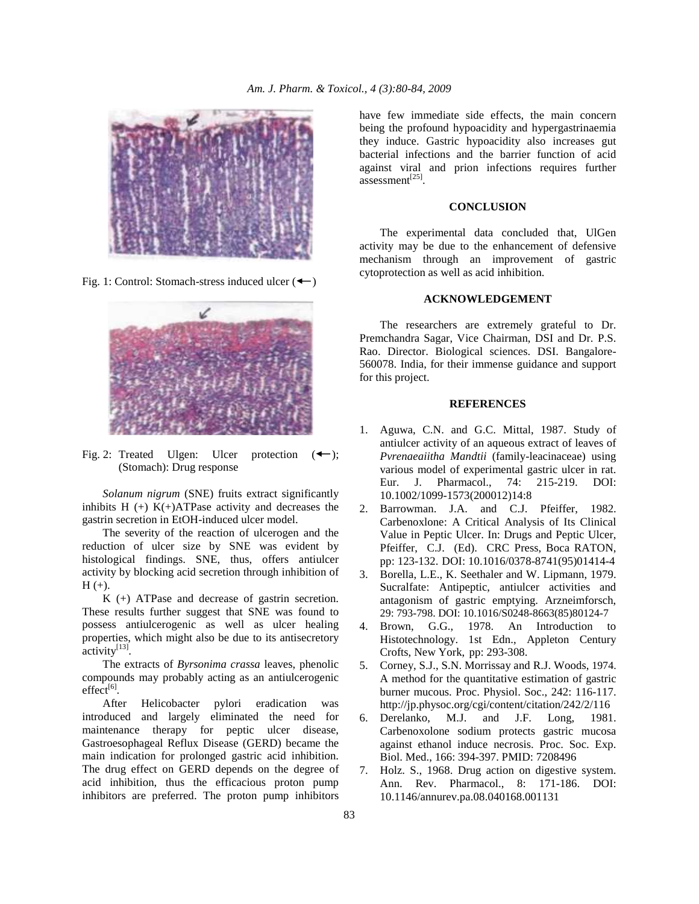Fig. 1: Control: Stomach-stress induced ulcer (←)

Fig. 2: Treated Ulgen: Ulcer protection (←); (Stomach): Drug response

*Solanum nigrum* (SNE) fruits extract significantly inhibits H (+) K(+)ATPase activity and decreases the gastrin secretion in EtOH-induced ulcer model.

The severity of the reaction of ulcerogen and the reduction of ulcer size by SNE was evident by histological findings. SNE, thus, offers antiulcer activity by blocking acid secretion through inhibition of H (+).

K (+) ATPase and decrease of gastrin secretion. These results further suggest that SNE was found to possess antiulcerogenic as well as ulcer healing properties, which might also be due to its antisecretory activity[13].

The extracts of *Byrsonima crassa* leaves, phenolic compounds may probably acting as an antiulcerogenic effect[6].

After Helicobacter pylori eradication was introduced and largely eliminated the need for maintenance therapy for peptic ulcer disease, Gastroesophageal Reflux Disease (GERD) became the main indication for prolonged gastric acid inhibition. The drug effect on GERD depends on the degree of acid inhibition, thus the efficacious proton pump inhibitors are preferred. The proton pump inhibitors have few immediate side effects, the main concern being the profound hypoacidity and hypergastrinaemia they induce. Gastric hypoacidity also increases gut bacterial infections and the barrier function of acid against viral and prion infections requires further assessment[25].

## CONCLUSION

The experimental data concluded that, UlGen activity may be due to the enhancement of defensive mechanism through an improvement of gastric cytoprotection as well as acid inhibition.

## ACKNOWLEDGEMENT

The researchers are extremely grateful to Dr. Premchandra Sagar, Vice Chairman, DSI and Dr. P.S. Rao. Director. Biological sciences. DSI. Bangalore-560078. India, for their immense guidance and support for this project.

## REFERENCES

1. Aguwa, C.N. and G.C. Mittal, 1987. Study of antiulcer activity of an aqueous extract of leaves of *Pvrenaeaiitha Mandtii* (family-leacinaceae) using various model of experimental gastric ulcer in rat. Eur. J. Pharmacol., 74: 215-219. DOI: 10.1002/1099-1573(200012)14:8
2. Barrowman. J.A. and C.J. Pfeiffer, 1982. Carbenoxlone: A Critical Analysis of Its Clinical Value in Peptic Ulcer. In: Drugs and Peptic Ulcer, Pfeiffer, C.J. (Ed). CRC Press, Boca RATON, pp: 123-132. DOI: 10.1016/0378-8741(95)01414-4
3. Borella, L.E., K. Seethaler and W. Lipmann, 1979. Sucralfate: Antipeptic, antiulcer activities and antagonism of gastric emptying. Arzneimforsch, 29: 793-798. DOI: 10.1016/S0248-8663(85)80124-7
4. Brown, G.G., 1978. An Introduction to Histotechnology. 1st Edn., Appleton Century Crofts, New York, pp: 293-308.
5. Corney, S.J., S.N. Morrissay and R.J. Woods, 1974. A method for the quantitative estimation of gastric burner mucous. Proc. Physiol. Soc., 242: 116-117. http://jp.physoc.org/cgi/content/citation/242/2/116
6. Derelanko, M.J. and J.F. Long, 1981. Carbenoxolone sodium protects gastric mucosa against ethanol induce necrosis. Proc. Soc. Exp. Biol. Med., 166: 394-397. PMID: 7208496
7. Holz. S., 1968. Drug action on digestive system. Ann. Rev. Pharmacol., 8: 171-186. DOI: 10.1146/annurev.pa.08.040168.001131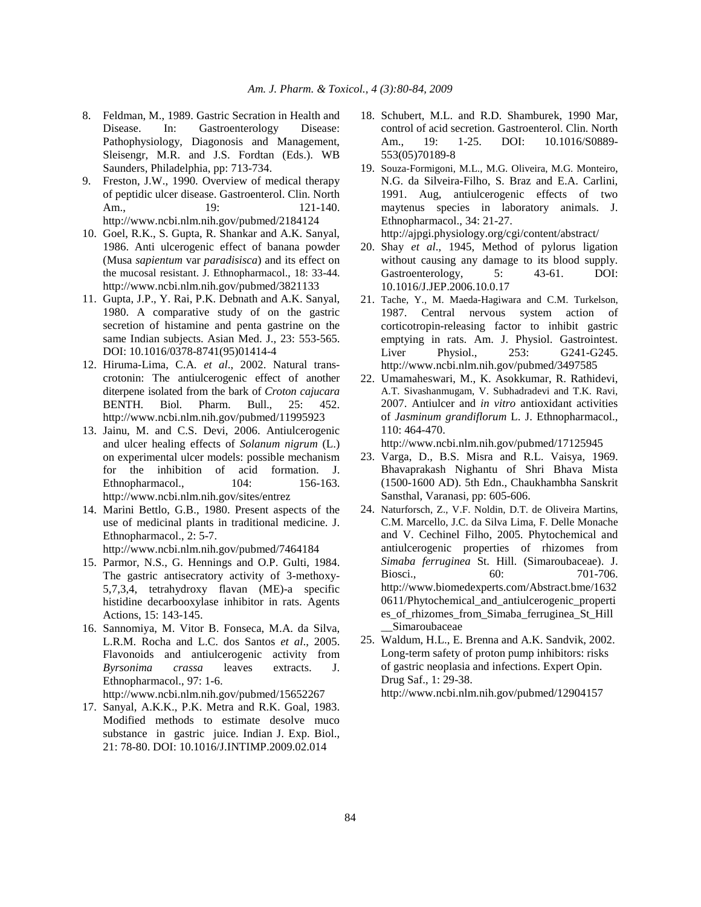8. Feldman, M., 1989. Gastric Secration in Health and Disease. In: Gastroenterology Disease: Pathophysiology, Diagonosis and Management, Sleisengr, M.R. and J.S. Fordtan (Eds.). WB Saunders, Philadelphia, pp: 713-734.
9. Freston, J.W., 1990. Overview of medical therapy of peptidic ulcer disease. Gastroenterol. Clin. North Am., 19: 121-140. http://www.ncbi.nlm.nih.gov/pubmed/2184124
10. Goel, R.K., S. Gupta, R. Shankar and A.K. Sanyal, 1986. Anti ulcerogenic effect of banana powder (Musa *sapientum* var *paradisisca*) and its effect on the mucosal resistant. J. Ethnopharmacol., 18: 33-44. http://www.ncbi.nlm.nih.gov/pubmed/3821133
11. Gupta, J.P., Y. Rai, P.K. Debnath and A.K. Sanyal, 1980. A comparative study of on the gastric secretion of histamine and penta gastrine on the same Indian subjects. Asian Med. J., 23: 553-565. DOI: 10.1016/0378-8741(95)01414-4
12. Hiruma-Lima, C.A. *et al*., 2002. Natural trans-crotonin: The antiulcerogenic effect of another diterpene isolated from the bark of *Croton cajucara* BENTH. Biol. Pharm. Bull., 25: 452. http://www.ncbi.nlm.nih.gov/pubmed/11995923
13. Jainu, M. and C.S. Devi, 2006. Antiulcerogenic and ulcer healing effects of *Solanum nigrum* (L.) on experimental ulcer models: possible mechanism for the inhibition of acid formation. J. Ethnopharmacol., 104: 156-163. http://www.ncbi.nlm.nih.gov/sites/entrez
14. Marini Bettlo, G.B., 1980. Present aspects of the use of medicinal plants in traditional medicine. J. Ethnopharmacol., 2: 5-7. http://www.ncbi.nlm.nih.gov/pubmed/7464184
15. Parmor, N.S., G. Hennings and O.P. Gulti, 1984. The gastric antisecratory activity of 3-methoxy-5,7,3,4, tetrahydroxy flavan (ME)-a specific histidine decarbooxylase inhibitor in rats. Agents Actions, 15: 143-145.
16. Sannomiya, M. Vitor B. Fonseca, M.A. da Silva, L.R.M. Rocha and L.C. dos Santos *et al*., 2005. Flavonoids and antiulcerogenic activity from *Byrsonima crassa* leaves extracts. J. Ethnopharmacol., 97: 1-6. http://www.ncbi.nlm.nih.gov/pubmed/15652267
17. Sanyal, A.K.K., P.K. Metra and R.K. Goal, 1983. Modified methods to estimate desolve muco substance in gastric juice. Indian J. Exp. Biol., 21: 78-80. DOI: 10.1016/J.INTIMP.2009.02.014
18. Schubert, M.L. and R.D. Shamburek, 1990 Mar, control of acid secretion. Gastroenterol. Clin. North Am., 19: 1-25. DOI: 10.1016/S0889-553(05)70189-8
19. Souza-Formigoni, M.L., M.G. Oliveira, M.G. Monteiro, N.G. da Silveira-Filho, S. Braz and E.A. Carlini, 1991. Aug, antiulcerogenic effects of two maytenus species in laboratory animals. J. Ethnopharmacol., 34: 21-27. http://ajpgi.physiology.org/cgi/content/abstract/
20. Shay *et al*., 1945, Method of pylorus ligation without causing any damage to its blood supply. Gastroenterology, 5: 43-61. DOI: 10.1016/J.JEP.2006.10.0.17
21. Tache, Y., M. Maeda-Hagiwara and C.M. Turkelson, 1987. Central nervous system action of corticotropin-releasing factor to inhibit gastric emptying in rats. Am. J. Physiol. Gastrointest. Liver Physiol., 253: G241-G245. http://www.ncbi.nlm.nih.gov/pubmed/3497585
22. Umamaheswari, M., K. Asokkumar, R. Rathidevi, A.T. Sivashanmugam, V. Subhadradevi and T.K. Ravi, 2007. Antiulcer and *in vitro* antioxidant activities of *Jasminum grandiflorum* L. J. Ethnopharmacol., 110: 464-470. http://www.ncbi.nlm.nih.gov/pubmed/17125945
23. Varga, D., B.S. Misra and R.L. Vaisya, 1969. Bhavaprakash Nighantu of Shri Bhava Mista (1500-1600 AD). 5th Edn., Chaukhambha Sanskrit Sansthal, Varanasi, pp: 605-606.
24. Naturforsch, Z., V.F. Noldin, D.T. de Oliveira Martins, C.M. Marcello, J.C. da Silva Lima, F. Delle Monache and V. Cechinel Filho, 2005. Phytochemical and antiulcerogenic properties of rhizomes from *Simaba ferruginea* St. Hill. (Simaroubaceae). J. Biosci., 60: 701-706. http://www.biomedexperts.com/Abstract.bme/16320611/Phytochemical_and_antiulcerogenic_properties_of_rhizomes_from_Simaba_ferruginea_St_Hill__Simaroubaceae
25. Waldum, H.L., E. Brenna and A.K. Sandvik, 2002. Long-term safety of proton pump inhibitors: risks of gastric neoplasia and infections. Expert Opin. Drug Saf., 1: 29-38. http://www.ncbi.nlm.nih.gov/pubmed/12904157